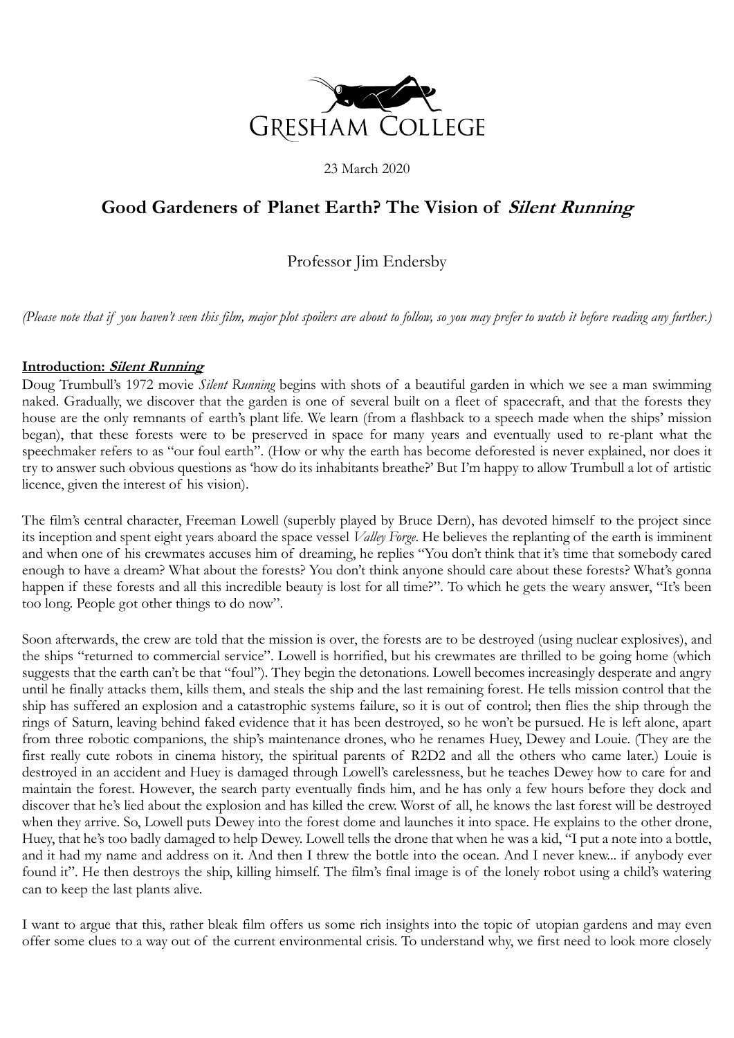GRESHAM COLLEGE

23 March 2020

# Good Gardeners of Planet Earth? The Vision of *Silent Running*

Professor Jim Endersby

*(Please note that if you haven't seen this film, major plot spoilers are about to follow, so you may prefer to watch it before reading any further.)*

## Introduction: *Silent Running*

Doug Trumbull's 1972 movie *Silent Running* begins with shots of a beautiful garden in which we see a man swimming naked. Gradually, we discover that the garden is one of several built on a fleet of spacecraft, and that the forests they house are the only remnants of earth's plant life. We learn (from a flashback to a speech made when the ships' mission began), that these forests were to be preserved in space for many years and eventually used to re-plant what the speechmaker refers to as "our foul earth". (How or why the earth has become deforested is never explained, nor does it try to answer such obvious questions as 'how do its inhabitants breathe?' But I'm happy to allow Trumbull a lot of artistic licence, given the interest of his vision).

The film's central character, Freeman Lowell (superbly played by Bruce Dern), has devoted himself to the project since its inception and spent eight years aboard the space vessel *Valley Forge*. He believes the replanting of the earth is imminent and when one of his crewmates accuses him of dreaming, he replies "You don't think that it's time that somebody cared enough to have a dream? What about the forests? You don't think anyone should care about these forests? What's gonna happen if these forests and all this incredible beauty is lost for all time?". To which he gets the weary answer, "It's been too long. People got other things to do now".

Soon afterwards, the crew are told that the mission is over, the forests are to be destroyed (using nuclear explosives), and the ships "returned to commercial service". Lowell is horrified, but his crewmates are thrilled to be going home (which suggests that the earth can't be that "foul"). They begin the detonations. Lowell becomes increasingly desperate and angry until he finally attacks them, kills them, and steals the ship and the last remaining forest. He tells mission control that the ship has suffered an explosion and a catastrophic systems failure, so it is out of control; then flies the ship through the rings of Saturn, leaving behind faked evidence that it has been destroyed, so he won't be pursued. He is left alone, apart from three robotic companions, the ship's maintenance drones, who he renames Huey, Dewey and Louie. (They are the first really cute robots in cinema history, the spiritual parents of R2D2 and all the others who came later.) Louie is destroyed in an accident and Huey is damaged through Lowell's carelessness, but he teaches Dewey how to care for and maintain the forest. However, the search party eventually finds him, and he has only a few hours before they dock and discover that he's lied about the explosion and has killed the crew. Worst of all, he knows the last forest will be destroyed when they arrive. So, Lowell puts Dewey into the forest dome and launches it into space. He explains to the other drone, Huey, that he's too badly damaged to help Dewey. Lowell tells the drone that when he was a kid, "I put a note into a bottle, and it had my name and address on it. And then I threw the bottle into the ocean. And I never knew... if anybody ever found it". He then destroys the ship, killing himself. The film's final image is of the lonely robot using a child's watering can to keep the last plants alive.

I want to argue that this, rather bleak film offers us some rich insights into the topic of utopian gardens and may even offer some clues to a way out of the current environmental crisis. To understand why, we first need to look more closely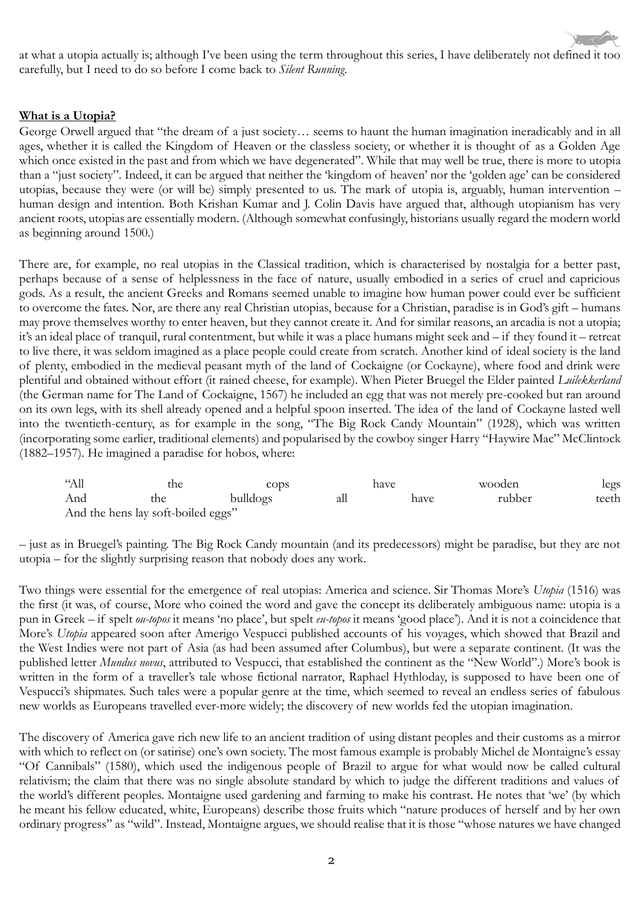at what a utopia actually is; although I've been using the term throughout this series, I have deliberately not defined it too carefully, but I need to do so before I come back to *Silent Running*.

## What is a Utopia?

George Orwell argued that "the dream of a just society… seems to haunt the human imagination ineradicably and in all ages, whether it is called the Kingdom of Heaven or the classless society, or whether it is thought of as a Golden Age which once existed in the past and from which we have degenerated". While that may well be true, there is more to utopia than a "just society". Indeed, it can be argued that neither the 'kingdom of heaven' nor the 'golden age' can be considered utopias, because they were (or will be) simply presented to us. The mark of utopia is, arguably, human intervention – human design and intention. Both Krishan Kumar and J. Colin Davis have argued that, although utopianism has very ancient roots, utopias are essentially modern. (Although somewhat confusingly, historians usually regard the modern world as beginning around 1500.)

There are, for example, no real utopias in the Classical tradition, which is characterised by nostalgia for a better past, perhaps because of a sense of helplessness in the face of nature, usually embodied in a series of cruel and capricious gods. As a result, the ancient Greeks and Romans seemed unable to imagine how human power could ever be sufficient to overcome the fates. Nor, are there any real Christian utopias, because for a Christian, paradise is in God's gift – humans may prove themselves worthy to enter heaven, but they cannot create it. And for similar reasons, an arcadia is not a utopia; it's an ideal place of tranquil, rural contentment, but while it was a place humans might seek and – if they found it – retreat to live there, it was seldom imagined as a place people could create from scratch. Another kind of ideal society is the land of plenty, embodied in the medieval peasant myth of the land of Cockaigne (or Cockayne), where food and drink were plentiful and obtained without effort (it rained cheese, for example). When Pieter Bruegel the Elder painted *Luilekkerland* (the German name for The Land of Cockaigne, 1567) he included an egg that was not merely pre-cooked but ran around on its own legs, with its shell already opened and a helpful spoon inserted. The idea of the land of Cockayne lasted well into the twentieth-century, as for example in the song, "The Big Rock Candy Mountain" (1928), which was written (incorporating some earlier, traditional elements) and popularised by the cowboy singer Harry "Haywire Mac" McClintock (1882–1957). He imagined a paradise for hobos, where:

> "All the cops have wooden legs
> And the bulldogs all have rubber teeth
> And the hens lay soft-boiled eggs"

– just as in Bruegel's painting. The Big Rock Candy mountain (and its predecessors) might be paradise, but they are not utopia – for the slightly surprising reason that nobody does any work.

Two things were essential for the emergence of real utopias: America and science. Sir Thomas More's *Utopia* (1516) was the first (it was, of course, More who coined the word and gave the concept its deliberately ambiguous name: utopia is a pun in Greek – if spelt *ou-topos* it means 'no place', but spelt *eu-topos* it means 'good place'). And it is not a coincidence that More's *Utopia* appeared soon after Amerigo Vespucci published accounts of his voyages, which showed that Brazil and the West Indies were not part of Asia (as had been assumed after Columbus), but were a separate continent. (It was the published letter *Mundus novus*, attributed to Vespucci, that established the continent as the "New World".) More's book is written in the form of a traveller's tale whose fictional narrator, Raphael Hythloday, is supposed to have been one of Vespucci's shipmates. Such tales were a popular genre at the time, which seemed to reveal an endless series of fabulous new worlds as Europeans travelled ever-more widely; the discovery of new worlds fed the utopian imagination.

The discovery of America gave rich new life to an ancient tradition of using distant peoples and their customs as a mirror with which to reflect on (or satirise) one's own society. The most famous example is probably Michel de Montaigne's essay "Of Cannibals" (1580), which used the indigenous people of Brazil to argue for what would now be called cultural relativism; the claim that there was no single absolute standard by which to judge the different traditions and values of the world's different peoples. Montaigne used gardening and farming to make his contrast. He notes that 'we' (by which he meant his fellow educated, white, Europeans) describe those fruits which "nature produces of herself and by her own ordinary progress" as "wild". Instead, Montaigne argues, we should realise that it is those "whose natures we have changed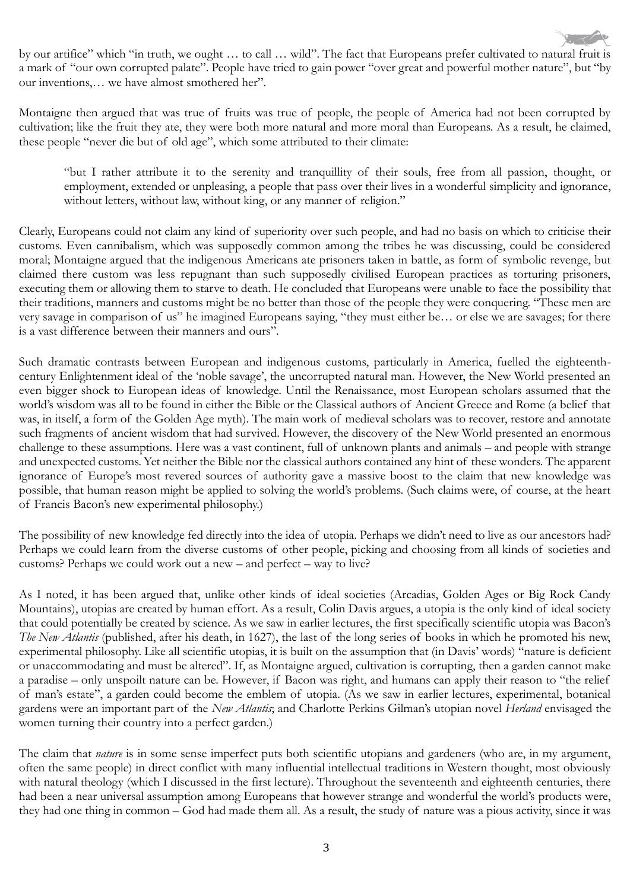by our artifice" which "in truth, we ought … to call … wild". The fact that Europeans prefer cultivated to natural fruit is a mark of "our own corrupted palate". People have tried to gain power "over great and powerful mother nature", but "by our inventions,… we have almost smothered her".

Montaigne then argued that was true of fruits was true of people, the people of America had not been corrupted by cultivation; like the fruit they ate, they were both more natural and more moral than Europeans. As a result, he claimed, these people "never die but of old age", which some attributed to their climate:

> "but I rather attribute it to the serenity and tranquillity of their souls, free from all passion, thought, or employment, extended or unpleasing, a people that pass over their lives in a wonderful simplicity and ignorance, without letters, without law, without king, or any manner of religion."

Clearly, Europeans could not claim any kind of superiority over such people, and had no basis on which to criticise their customs. Even cannibalism, which was supposedly common among the tribes he was discussing, could be considered moral; Montaigne argued that the indigenous Americans ate prisoners taken in battle, as form of symbolic revenge, but claimed there custom was less repugnant than such supposedly civilised European practices as torturing prisoners, executing them or allowing them to starve to death. He concluded that Europeans were unable to face the possibility that their traditions, manners and customs might be no better than those of the people they were conquering. "These men are very savage in comparison of us" he imagined Europeans saying, "they must either be… or else we are savages; for there is a vast difference between their manners and ours".

Such dramatic contrasts between European and indigenous customs, particularly in America, fuelled the eighteenth-century Enlightenment ideal of the 'noble savage', the uncorrupted natural man. However, the New World presented an even bigger shock to European ideas of knowledge. Until the Renaissance, most European scholars assumed that the world's wisdom was all to be found in either the Bible or the Classical authors of Ancient Greece and Rome (a belief that was, in itself, a form of the Golden Age myth). The main work of medieval scholars was to recover, restore and annotate such fragments of ancient wisdom that had survived. However, the discovery of the New World presented an enormous challenge to these assumptions. Here was a vast continent, full of unknown plants and animals – and people with strange and unexpected customs. Yet neither the Bible nor the classical authors contained any hint of these wonders. The apparent ignorance of Europe's most revered sources of authority gave a massive boost to the claim that new knowledge was possible, that human reason might be applied to solving the world's problems. (Such claims were, of course, at the heart of Francis Bacon's new experimental philosophy.)

The possibility of new knowledge fed directly into the idea of utopia. Perhaps we didn't need to live as our ancestors had? Perhaps we could learn from the diverse customs of other people, picking and choosing from all kinds of societies and customs? Perhaps we could work out a new – and perfect – way to live?

As I noted, it has been argued that, unlike other kinds of ideal societies (Arcadias, Golden Ages or Big Rock Candy Mountains), utopias are created by human effort. As a result, Colin Davis argues, a utopia is the only kind of ideal society that could potentially be created by science. As we saw in earlier lectures, the first specifically scientific utopia was Bacon's *The New Atlantis* (published, after his death, in 1627), the last of the long series of books in which he promoted his new, experimental philosophy. Like all scientific utopias, it is built on the assumption that (in Davis' words) "nature is deficient or unaccommodating and must be altered". If, as Montaigne argued, cultivation is corrupting, then a garden cannot make a paradise – only unspoilt nature can be. However, if Bacon was right, and humans can apply their reason to "the relief of man's estate", a garden could become the emblem of utopia. (As we saw in earlier lectures, experimental, botanical gardens were an important part of the *New Atlantis*; and Charlotte Perkins Gilman's utopian novel *Herland* envisaged the women turning their country into a perfect garden.)

The claim that *nature* is in some sense imperfect puts both scientific utopians and gardeners (who are, in my argument, often the same people) in direct conflict with many influential intellectual traditions in Western thought, most obviously with natural theology (which I discussed in the first lecture). Throughout the seventeenth and eighteenth centuries, there had been a near universal assumption among Europeans that however strange and wonderful the world's products were, they had one thing in common – God had made them all. As a result, the study of nature was a pious activity, since it was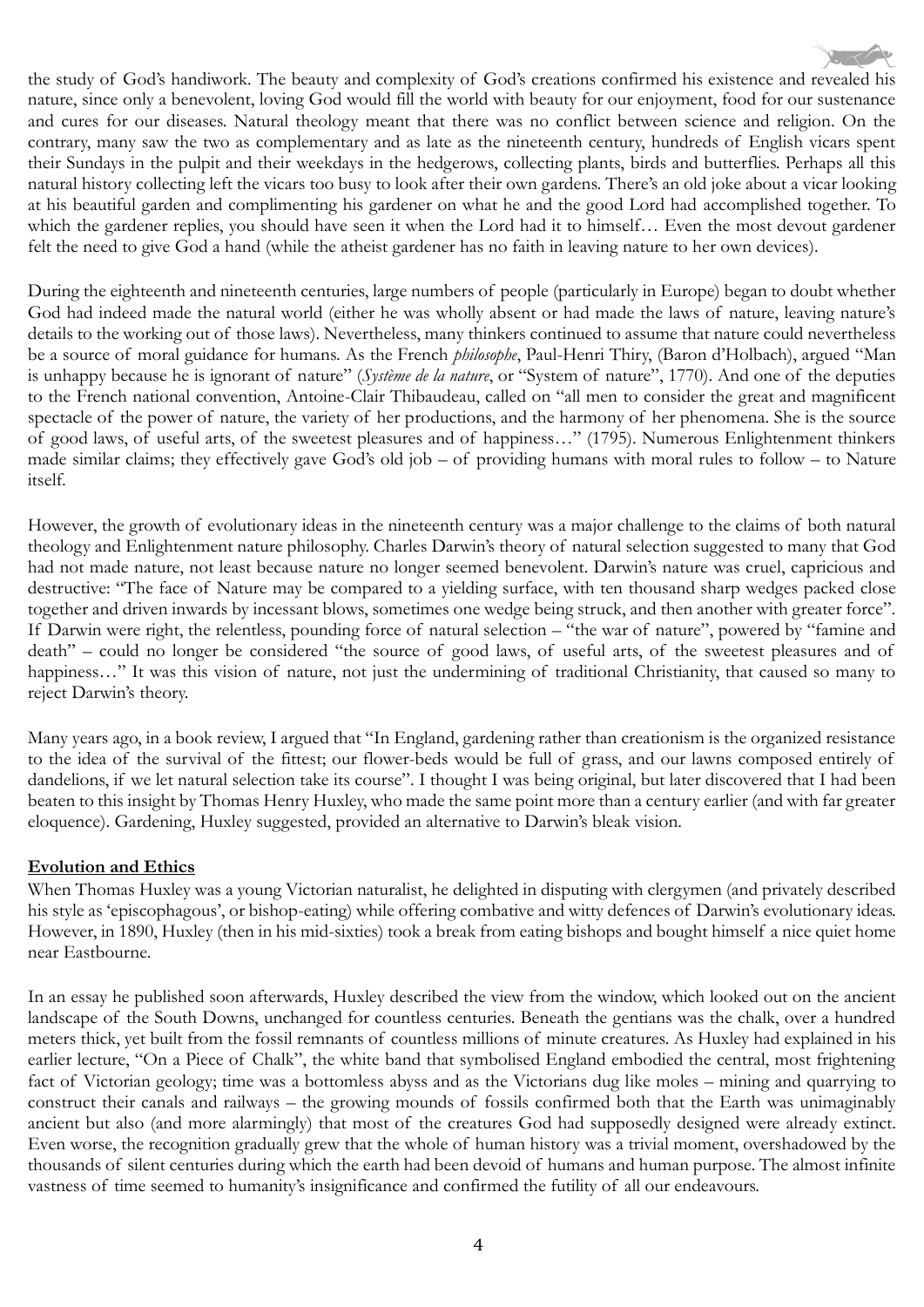the study of God's handiwork. The beauty and complexity of God's creations confirmed his existence and revealed his nature, since only a benevolent, loving God would fill the world with beauty for our enjoyment, food for our sustenance and cures for our diseases. Natural theology meant that there was no conflict between science and religion. On the contrary, many saw the two as complementary and as late as the nineteenth century, hundreds of English vicars spent their Sundays in the pulpit and their weekdays in the hedgerows, collecting plants, birds and butterflies. Perhaps all this natural history collecting left the vicars too busy to look after their own gardens. There's an old joke about a vicar looking at his beautiful garden and complimenting his gardener on what he and the good Lord had accomplished together. To which the gardener replies, you should have seen it when the Lord had it to himself… Even the most devout gardener felt the need to give God a hand (while the atheist gardener has no faith in leaving nature to her own devices).

During the eighteenth and nineteenth centuries, large numbers of people (particularly in Europe) began to doubt whether God had indeed made the natural world (either he was wholly absent or had made the laws of nature, leaving nature's details to the working out of those laws). Nevertheless, many thinkers continued to assume that nature could nevertheless be a source of moral guidance for humans. As the French *philosophe*, Paul-Henri Thiry, (Baron d'Holbach), argued "Man is unhappy because he is ignorant of nature" (*Système de la nature*, or "System of nature", 1770). And one of the deputies to the French national convention, Antoine-Clair Thibaudeau, called on "all men to consider the great and magnificent spectacle of the power of nature, the variety of her productions, and the harmony of her phenomena. She is the source of good laws, of useful arts, of the sweetest pleasures and of happiness…" (1795). Numerous Enlightenment thinkers made similar claims; they effectively gave God's old job – of providing humans with moral rules to follow – to Nature itself.

However, the growth of evolutionary ideas in the nineteenth century was a major challenge to the claims of both natural theology and Enlightenment nature philosophy. Charles Darwin's theory of natural selection suggested to many that God had not made nature, not least because nature no longer seemed benevolent. Darwin's nature was cruel, capricious and destructive: "The face of Nature may be compared to a yielding surface, with ten thousand sharp wedges packed close together and driven inwards by incessant blows, sometimes one wedge being struck, and then another with greater force". If Darwin were right, the relentless, pounding force of natural selection – "the war of nature", powered by "famine and death" – could no longer be considered "the source of good laws, of useful arts, of the sweetest pleasures and of happiness…" It was this vision of nature, not just the undermining of traditional Christianity, that caused so many to reject Darwin's theory.

Many years ago, in a book review, I argued that "In England, gardening rather than creationism is the organized resistance to the idea of the survival of the fittest; our flower-beds would be full of grass, and our lawns composed entirely of dandelions, if we let natural selection take its course". I thought I was being original, but later discovered that I had been beaten to this insight by Thomas Henry Huxley, who made the same point more than a century earlier (and with far greater eloquence). Gardening, Huxley suggested, provided an alternative to Darwin's bleak vision.

**Evolution and Ethics**

When Thomas Huxley was a young Victorian naturalist, he delighted in disputing with clergymen (and privately described his style as 'episcophagous', or bishop-eating) while offering combative and witty defences of Darwin's evolutionary ideas. However, in 1890, Huxley (then in his mid-sixties) took a break from eating bishops and bought himself a nice quiet home near Eastbourne.

In an essay he published soon afterwards, Huxley described the view from the window, which looked out on the ancient landscape of the South Downs, unchanged for countless centuries. Beneath the gentians was the chalk, over a hundred meters thick, yet built from the fossil remnants of countless millions of minute creatures. As Huxley had explained in his earlier lecture, "On a Piece of Chalk", the white band that symbolised England embodied the central, most frightening fact of Victorian geology; time was a bottomless abyss and as the Victorians dug like moles – mining and quarrying to construct their canals and railways – the growing mounds of fossils confirmed both that the Earth was unimaginably ancient but also (and more alarmingly) that most of the creatures God had supposedly designed were already extinct. Even worse, the recognition gradually grew that the whole of human history was a trivial moment, overshadowed by the thousands of silent centuries during which the earth had been devoid of humans and human purpose. The almost infinite vastness of time seemed to humanity's insignificance and confirmed the futility of all our endeavours.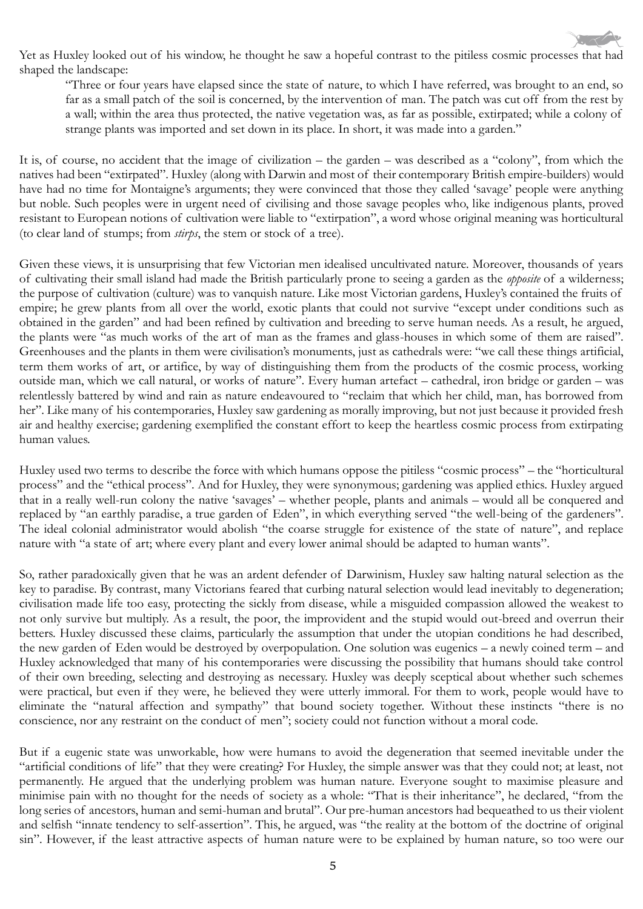Yet as Huxley looked out of his window, he thought he saw a hopeful contrast to the pitiless cosmic processes that had shaped the landscape:

> "Three or four years have elapsed since the state of nature, to which I have referred, was brought to an end, so far as a small patch of the soil is concerned, by the intervention of man. The patch was cut off from the rest by a wall; within the area thus protected, the native vegetation was, as far as possible, extirpated; while a colony of strange plants was imported and set down in its place. In short, it was made into a garden."

It is, of course, no accident that the image of civilization – the garden – was described as a "colony", from which the natives had been "extirpated". Huxley (along with Darwin and most of their contemporary British empire-builders) would have had no time for Montaigne's arguments; they were convinced that those they called 'savage' people were anything but noble. Such peoples were in urgent need of civilising and those savage peoples who, like indigenous plants, proved resistant to European notions of cultivation were liable to "extirpation", a word whose original meaning was horticultural (to clear land of stumps; from *stirps*, the stem or stock of a tree).

Given these views, it is unsurprising that few Victorian men idealised uncultivated nature. Moreover, thousands of years of cultivating their small island had made the British particularly prone to seeing a garden as the *opposite* of a wilderness; the purpose of cultivation (culture) was to vanquish nature. Like most Victorian gardens, Huxley's contained the fruits of empire; he grew plants from all over the world, exotic plants that could not survive "except under conditions such as obtained in the garden" and had been refined by cultivation and breeding to serve human needs. As a result, he argued, the plants were "as much works of the art of man as the frames and glass-houses in which some of them are raised". Greenhouses and the plants in them were civilisation's monuments, just as cathedrals were: "we call these things artificial, term them works of art, or artifice, by way of distinguishing them from the products of the cosmic process, working outside man, which we call natural, or works of nature". Every human artefact – cathedral, iron bridge or garden – was relentlessly battered by wind and rain as nature endeavoured to "reclaim that which her child, man, has borrowed from her". Like many of his contemporaries, Huxley saw gardening as morally improving, but not just because it provided fresh air and healthy exercise; gardening exemplified the constant effort to keep the heartless cosmic process from extirpating human values.

Huxley used two terms to describe the force with which humans oppose the pitiless "cosmic process" – the "horticultural process" and the "ethical process". And for Huxley, they were synonymous; gardening was applied ethics. Huxley argued that in a really well-run colony the native 'savages' – whether people, plants and animals – would all be conquered and replaced by "an earthly paradise, a true garden of Eden", in which everything served "the well-being of the gardeners". The ideal colonial administrator would abolish "the coarse struggle for existence of the state of nature", and replace nature with "a state of art; where every plant and every lower animal should be adapted to human wants".

So, rather paradoxically given that he was an ardent defender of Darwinism, Huxley saw halting natural selection as the key to paradise. By contrast, many Victorians feared that curbing natural selection would lead inevitably to degeneration; civilisation made life too easy, protecting the sickly from disease, while a misguided compassion allowed the weakest to not only survive but multiply. As a result, the poor, the improvident and the stupid would out-breed and overrun their betters. Huxley discussed these claims, particularly the assumption that under the utopian conditions he had described, the new garden of Eden would be destroyed by overpopulation. One solution was eugenics – a newly coined term – and Huxley acknowledged that many of his contemporaries were discussing the possibility that humans should take control of their own breeding, selecting and destroying as necessary. Huxley was deeply sceptical about whether such schemes were practical, but even if they were, he believed they were utterly immoral. For them to work, people would have to eliminate the "natural affection and sympathy" that bound society together. Without these instincts "there is no conscience, nor any restraint on the conduct of men"; society could not function without a moral code.

But if a eugenic state was unworkable, how were humans to avoid the degeneration that seemed inevitable under the "artificial conditions of life" that they were creating? For Huxley, the simple answer was that they could not; at least, not permanently. He argued that the underlying problem was human nature. Everyone sought to maximise pleasure and minimise pain with no thought for the needs of society as a whole: "That is their inheritance", he declared, "from the long series of ancestors, human and semi-human and brutal". Our pre-human ancestors had bequeathed to us their violent and selfish "innate tendency to self-assertion". This, he argued, was "the reality at the bottom of the doctrine of original sin". However, if the least attractive aspects of human nature were to be explained by human nature, so too were our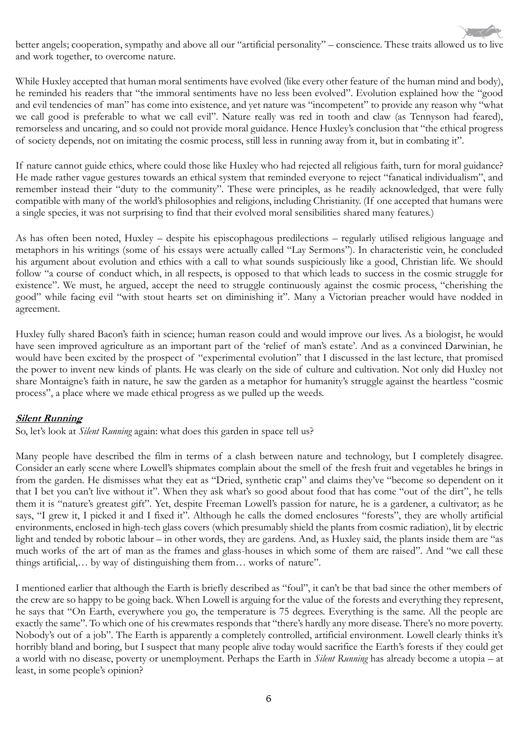better angels; cooperation, sympathy and above all our "artificial personality" – conscience. These traits allowed us to live and work together, to overcome nature.

While Huxley accepted that human moral sentiments have evolved (like every other feature of the human mind and body), he reminded his readers that "the immoral sentiments have no less been evolved". Evolution explained how the "good and evil tendencies of man" has come into existence, and yet nature was "incompetent" to provide any reason why "what we call good is preferable to what we call evil". Nature really was red in tooth and claw (as Tennyson had feared), remorseless and uncaring, and so could not provide moral guidance. Hence Huxley's conclusion that "the ethical progress of society depends, not on imitating the cosmic process, still less in running away from it, but in combating it".

If nature cannot guide ethics, where could those like Huxley who had rejected all religious faith, turn for moral guidance? He made rather vague gestures towards an ethical system that reminded everyone to reject "fanatical individualism", and remember instead their "duty to the community". These were principles, as he readily acknowledged, that were fully compatible with many of the world's philosophies and religions, including Christianity. (If one accepted that humans were a single species, it was not surprising to find that their evolved moral sensibilities shared many features.)

As has often been noted, Huxley – despite his episcophagous predilections – regularly utilised religious language and metaphors in his writings (some of his essays were actually called "Lay Sermons"). In characteristic vein, he concluded his argument about evolution and ethics with a call to what sounds suspiciously like a good, Christian life. We should follow "a course of conduct which, in all respects, is opposed to that which leads to success in the cosmic struggle for existence". We must, he argued, accept the need to struggle continuously against the cosmic process, "cherishing the good" while facing evil "with stout hearts set on diminishing it". Many a Victorian preacher would have nodded in agreement.

Huxley fully shared Bacon's faith in science; human reason could and would improve our lives. As a biologist, he would have seen improved agriculture as an important part of the 'relief of man's estate'. And as a convinced Darwinian, he would have been excited by the prospect of "experimental evolution" that I discussed in the last lecture, that promised the power to invent new kinds of plants. He was clearly on the side of culture and cultivation. Not only did Huxley not share Montaigne's faith in nature, he saw the garden as a metaphor for humanity's struggle against the heartless "cosmic process", a place where we made ethical progress as we pulled up the weeds.

### ***Silent Running***

So, let's look at *Silent Running* again: what does this garden in space tell us?

Many people have described the film in terms of a clash between nature and technology, but I completely disagree. Consider an early scene where Lowell's shipmates complain about the smell of the fresh fruit and vegetables he brings in from the garden. He dismisses what they eat as "Dried, synthetic crap" and claims they've "become so dependent on it that I bet you can't live without it". When they ask what's so good about food that has come "out of the dirt", he tells them it is "nature's greatest gift". Yet, despite Freeman Lowell's passion for nature, he is a gardener, a cultivator; as he says, "I grew it, I picked it and I fixed it". Although he calls the domed enclosures "forests", they are wholly artificial environments, enclosed in high-tech glass covers (which presumably shield the plants from cosmic radiation), lit by electric light and tended by robotic labour – in other words, they are gardens. And, as Huxley said, the plants inside them are "as much works of the art of man as the frames and glass-houses in which some of them are raised". And "we call these things artificial,… by way of distinguishing them from… works of nature".

I mentioned earlier that although the Earth is briefly described as "foul", it can't be that bad since the other members of the crew are so happy to be going back. When Lowell is arguing for the value of the forests and everything they represent, he says that "On Earth, everywhere you go, the temperature is 75 degrees. Everything is the same. All the people are exactly the same". To which one of his crewmates responds that "there's hardly any more disease. There's no more poverty. Nobody's out of a job". The Earth is apparently a completely controlled, artificial environment. Lowell clearly thinks it's horribly bland and boring, but I suspect that many people alive today would sacrifice the Earth's forests if they could get a world with no disease, poverty or unemployment. Perhaps the Earth in *Silent Running* has already become a utopia – at least, in some people's opinion?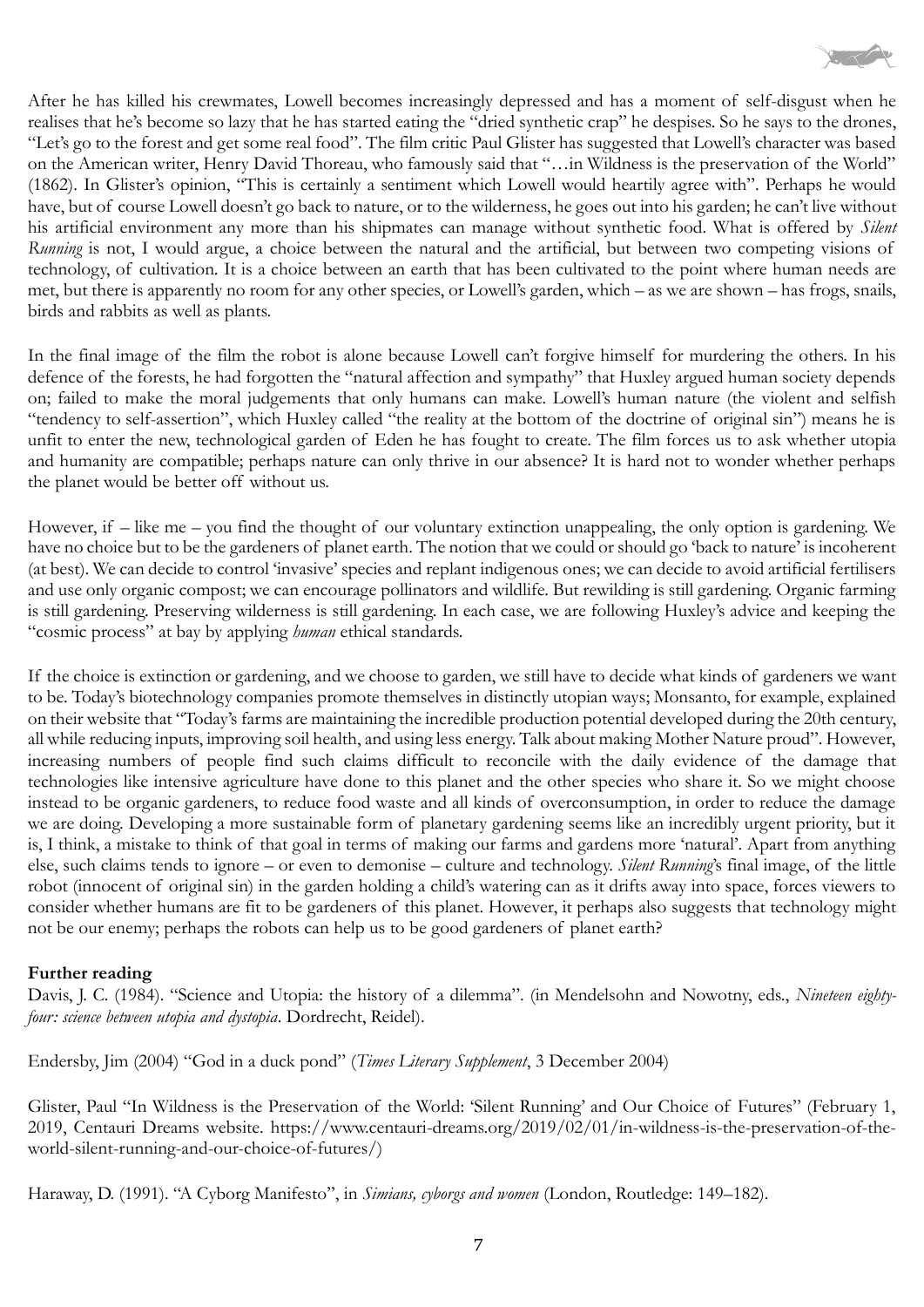After he has killed his crewmates, Lowell becomes increasingly depressed and has a moment of self-disgust when he realises that he's become so lazy that he has started eating the "dried synthetic crap" he despises. So he says to the drones, "Let's go to the forest and get some real food". The film critic Paul Glister has suggested that Lowell's character was based on the American writer, Henry David Thoreau, who famously said that "…in Wildness is the preservation of the World" (1862). In Glister's opinion, "This is certainly a sentiment which Lowell would heartily agree with". Perhaps he would have, but of course Lowell doesn't go back to nature, or to the wilderness, he goes out into his garden; he can't live without his artificial environment any more than his shipmates can manage without synthetic food. What is offered by *Silent Running* is not, I would argue, a choice between the natural and the artificial, but between two competing visions of technology, of cultivation. It is a choice between an earth that has been cultivated to the point where human needs are met, but there is apparently no room for any other species, or Lowell's garden, which – as we are shown – has frogs, snails, birds and rabbits as well as plants.

In the final image of the film the robot is alone because Lowell can't forgive himself for murdering the others. In his defence of the forests, he had forgotten the "natural affection and sympathy" that Huxley argued human society depends on; failed to make the moral judgements that only humans can make. Lowell's human nature (the violent and selfish "tendency to self-assertion", which Huxley called "the reality at the bottom of the doctrine of original sin") means he is unfit to enter the new, technological garden of Eden he has fought to create. The film forces us to ask whether utopia and humanity are compatible; perhaps nature can only thrive in our absence? It is hard not to wonder whether perhaps the planet would be better off without us.

However, if – like me – you find the thought of our voluntary extinction unappealing, the only option is gardening. We have no choice but to be the gardeners of planet earth. The notion that we could or should go 'back to nature' is incoherent (at best). We can decide to control 'invasive' species and replant indigenous ones; we can decide to avoid artificial fertilisers and use only organic compost; we can encourage pollinators and wildlife. But rewilding is still gardening. Organic farming is still gardening. Preserving wilderness is still gardening. In each case, we are following Huxley's advice and keeping the "cosmic process" at bay by applying *human* ethical standards.

If the choice is extinction or gardening, and we choose to garden, we still have to decide what kinds of gardeners we want to be. Today's biotechnology companies promote themselves in distinctly utopian ways; Monsanto, for example, explained on their website that "Today's farms are maintaining the incredible production potential developed during the 20th century, all while reducing inputs, improving soil health, and using less energy. Talk about making Mother Nature proud". However, increasing numbers of people find such claims difficult to reconcile with the daily evidence of the damage that technologies like intensive agriculture have done to this planet and the other species who share it. So we might choose instead to be organic gardeners, to reduce food waste and all kinds of overconsumption, in order to reduce the damage we are doing. Developing a more sustainable form of planetary gardening seems like an incredibly urgent priority, but it is, I think, a mistake to think of that goal in terms of making our farms and gardens more 'natural'. Apart from anything else, such claims tends to ignore – or even to demonise – culture and technology. *Silent Running*'s final image, of the little robot (innocent of original sin) in the garden holding a child's watering can as it drifts away into space, forces viewers to consider whether humans are fit to be gardeners of this planet. However, it perhaps also suggests that technology might not be our enemy; perhaps the robots can help us to be good gardeners of planet earth?

**Further reading**

Davis, J. C. (1984). "Science and Utopia: the history of a dilemma". (in Mendelsohn and Nowotny, eds., *Nineteen eighty-four: science between utopia and dystopia*. Dordrecht, Reidel).

Endersby, Jim (2004) "God in a duck pond" (*Times Literary Supplement*, 3 December 2004)

Glister, Paul "In Wildness is the Preservation of the World: 'Silent Running' and Our Choice of Futures" (February 1, 2019, Centauri Dreams website. https://www.centauri-dreams.org/2019/02/01/in-wildness-is-the-preservation-of-the-world-silent-running-and-our-choice-of-futures/)

Haraway, D. (1991). "A Cyborg Manifesto", in *Simians, cyborgs and women* (London, Routledge: 149–182).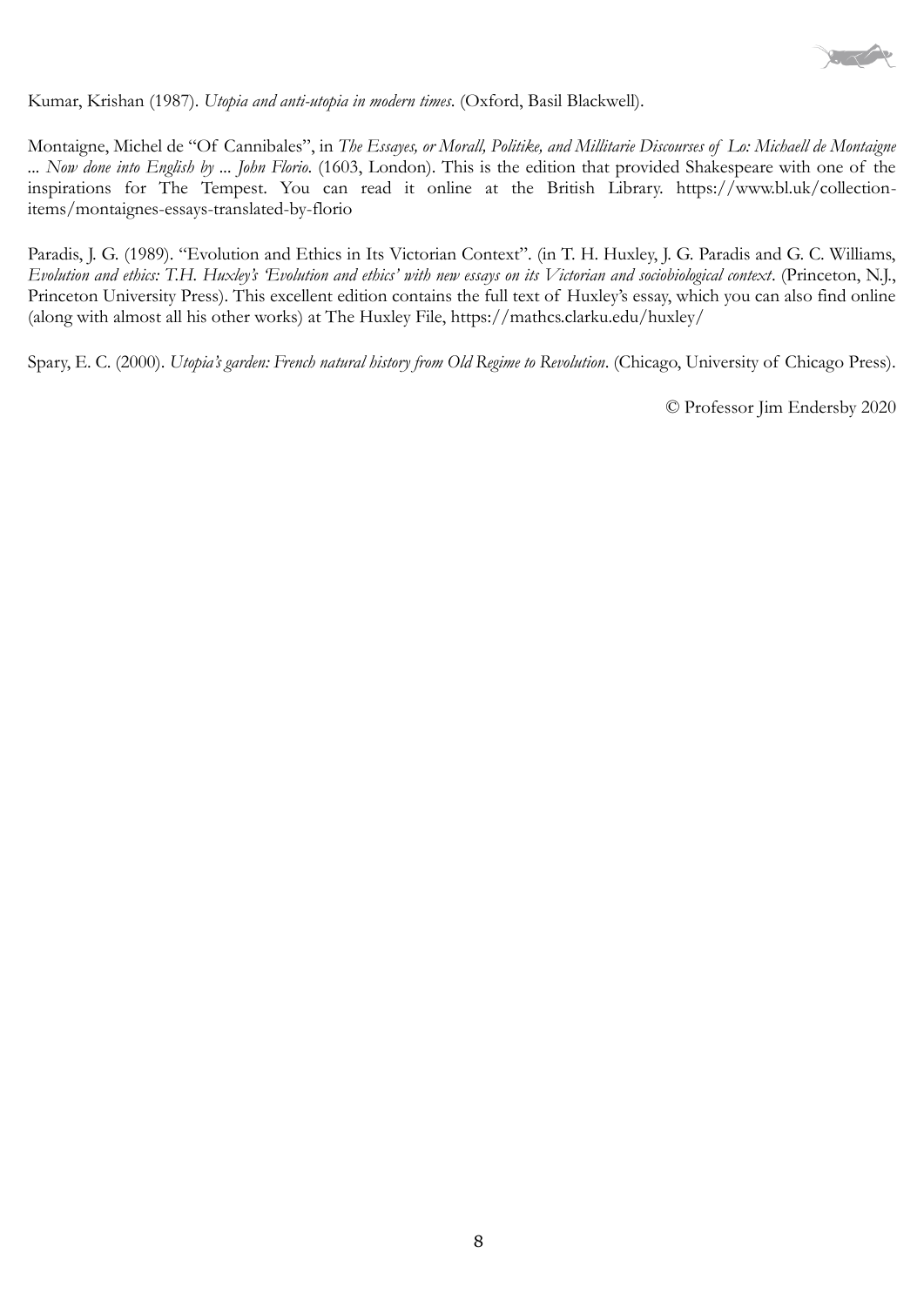Kumar, Krishan (1987). *Utopia and anti-utopia in modern times*. (Oxford, Basil Blackwell).

Montaigne, Michel de "Of Cannibales", in *The Essayes, or Morall, Politike, and Millitarie Discourses of Lo: Michaell de Montaigne ... Now done into English by ... John Florio*. (1603, London). This is the edition that provided Shakespeare with one of the inspirations for The Tempest. You can read it online at the British Library. https://www.bl.uk/collection-items/montaignes-essays-translated-by-florio

Paradis, J. G. (1989). "Evolution and Ethics in Its Victorian Context". (in T. H. Huxley, J. G. Paradis and G. C. Williams, *Evolution and ethics: T.H. Huxley's 'Evolution and ethics' with new essays on its Victorian and sociobiological context*. (Princeton, N.J., Princeton University Press). This excellent edition contains the full text of Huxley's essay, which you can also find online (along with almost all his other works) at The Huxley File, https://mathcs.clarku.edu/huxley/

Spary, E. C. (2000). *Utopia's garden: French natural history from Old Regime to Revolution*. (Chicago, University of Chicago Press).

© Professor Jim Endersby 2020